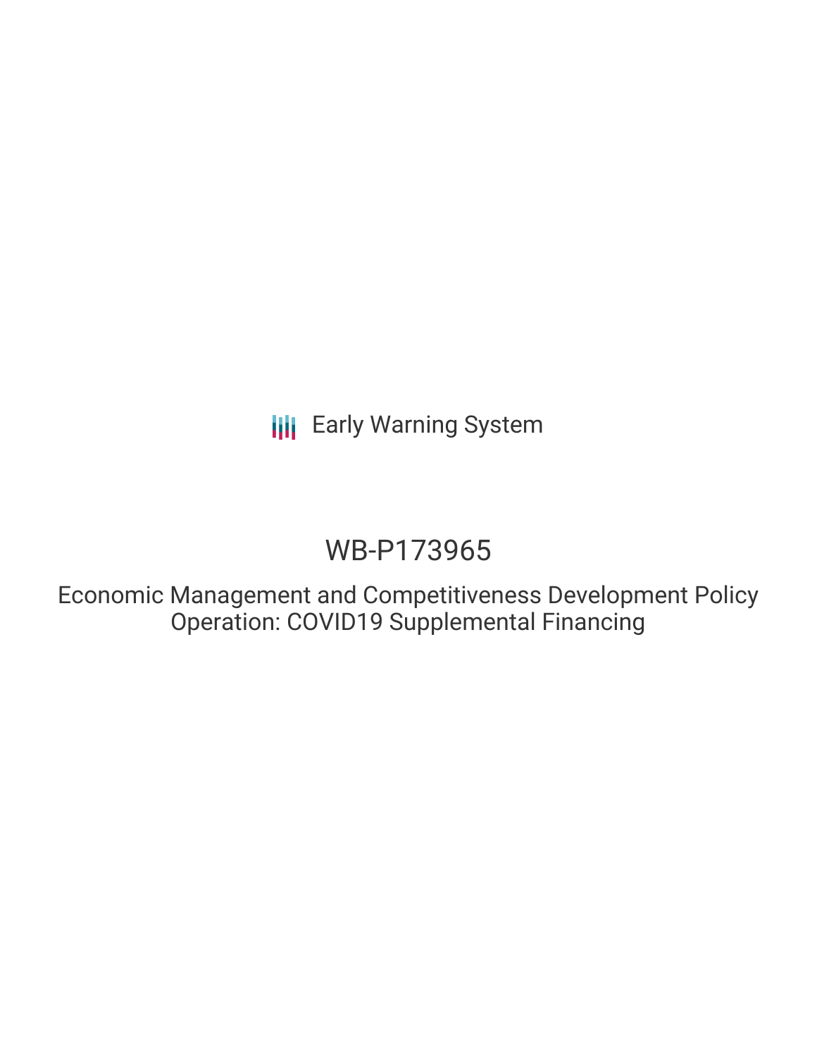Early Warning System

# WB-P173965

## Economic Management and Competitiveness Development Policy Operation: COVID19 Supplemental Financing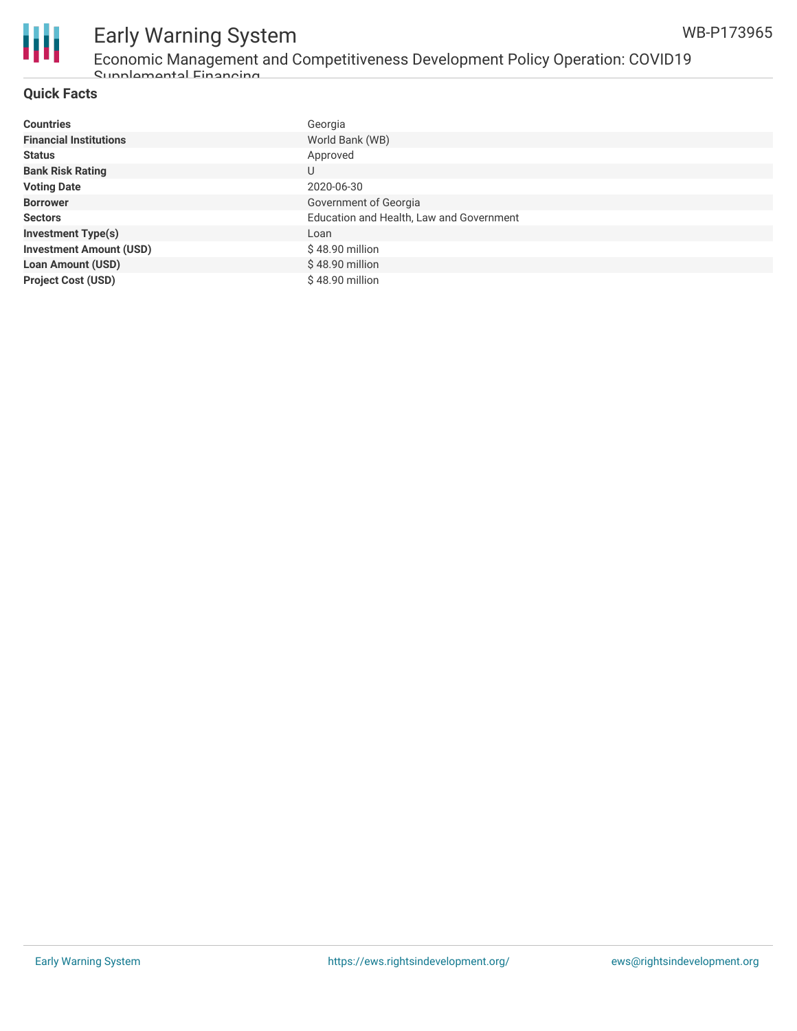## Quick Facts

| | |
|---|---|
| **Countries** | Georgia |
| **Financial Institutions** | World Bank (WB) |
| **Status** | Approved |
| **Bank Risk Rating** | U |
| **Voting Date** | 2020-06-30 |
| **Borrower** | Government of Georgia |
| **Sectors** | Education and Health, Law and Government |
| **Investment Type(s)** | Loan |
| **Investment Amount (USD)** | $ 48.90 million |
| **Loan Amount (USD)** | $ 48.90 million |
| **Project Cost (USD)** | $ 48.90 million |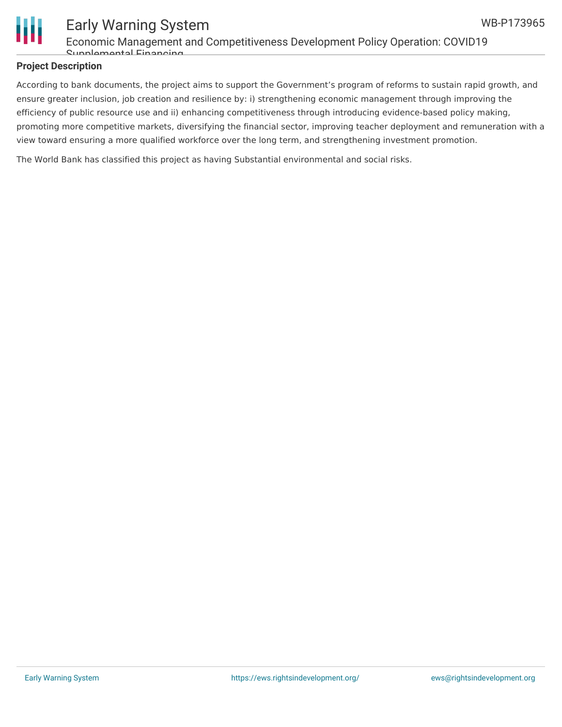**Project Description**

According to bank documents, the project aims to support the Government's program of reforms to sustain rapid growth, and ensure greater inclusion, job creation and resilience by: i) strengthening economic management through improving the efficiency of public resource use and ii) enhancing competitiveness through introducing evidence-based policy making, promoting more competitive markets, diversifying the financial sector, improving teacher deployment and remuneration with a view toward ensuring a more qualified workforce over the long term, and strengthening investment promotion.

The World Bank has classified this project as having Substantial environmental and social risks.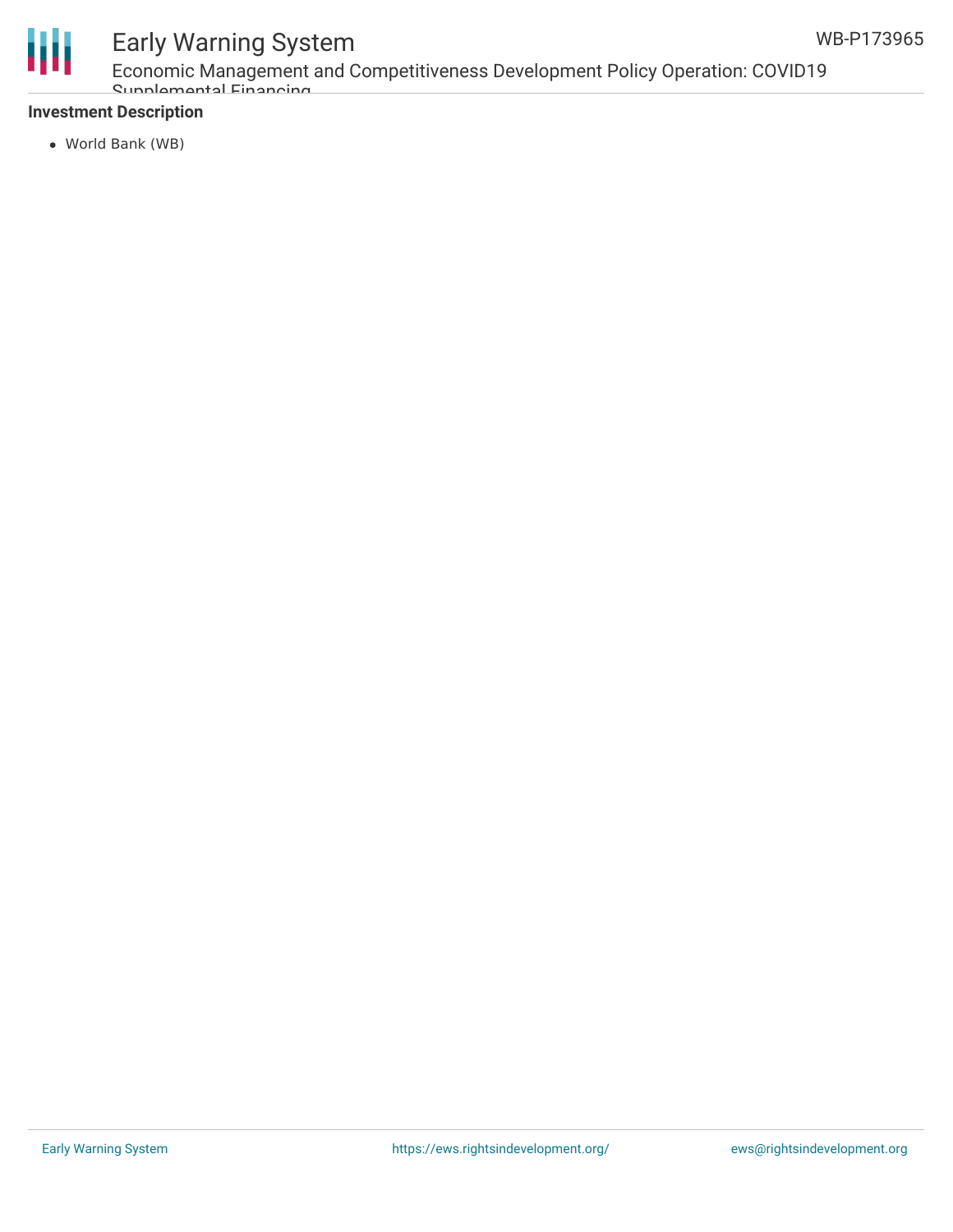**Investment Description**

- World Bank (WB)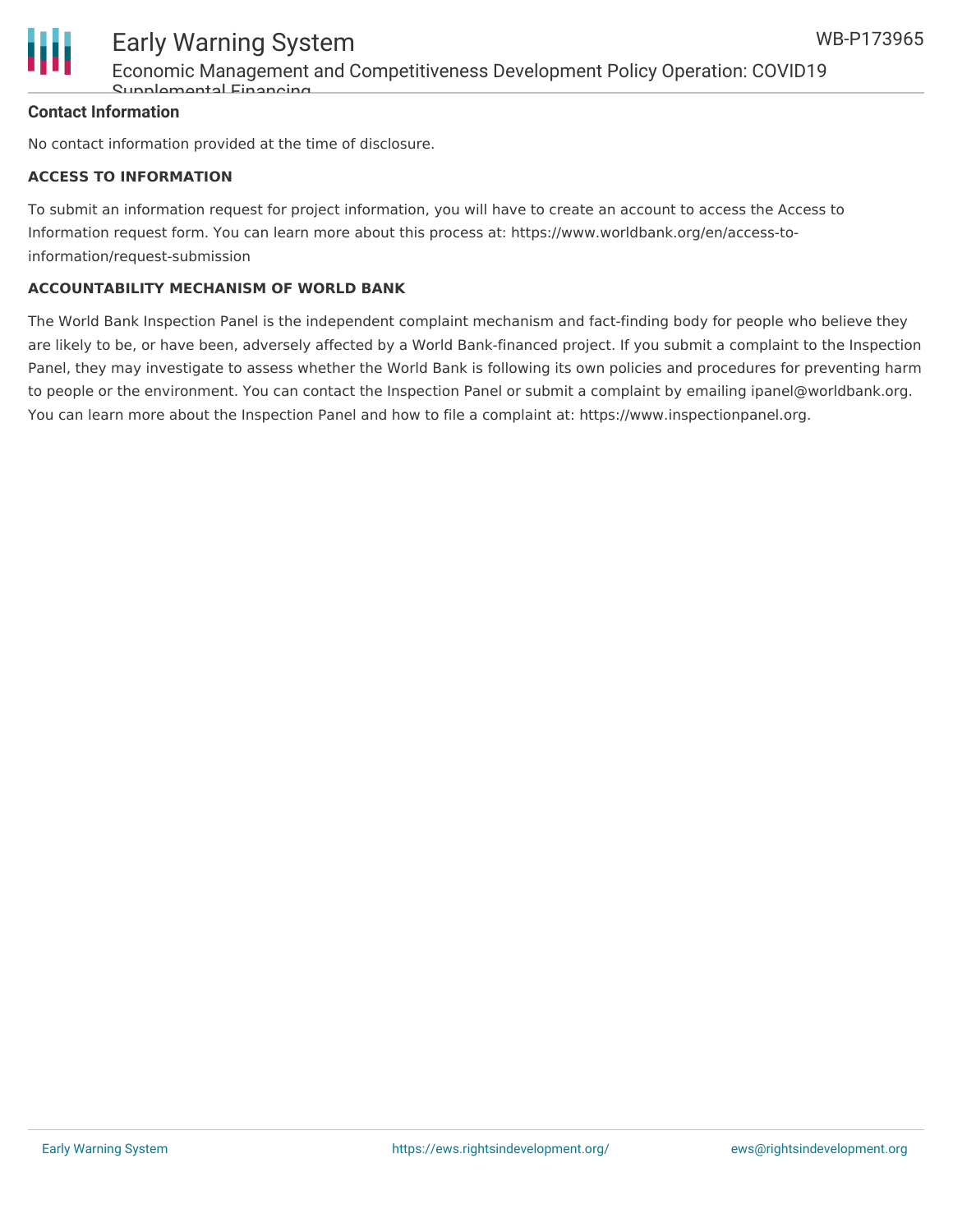**Contact Information**

No contact information provided at the time of disclosure.

**ACCESS TO INFORMATION**

To submit an information request for project information, you will have to create an account to access the Access to Information request form. You can learn more about this process at: https://www.worldbank.org/en/access-to-information/request-submission

**ACCOUNTABILITY MECHANISM OF WORLD BANK**

The World Bank Inspection Panel is the independent complaint mechanism and fact-finding body for people who believe they are likely to be, or have been, adversely affected by a World Bank-financed project. If you submit a complaint to the Inspection Panel, they may investigate to assess whether the World Bank is following its own policies and procedures for preventing harm to people or the environment. You can contact the Inspection Panel or submit a complaint by emailing ipanel@worldbank.org. You can learn more about the Inspection Panel and how to file a complaint at: https://www.inspectionpanel.org.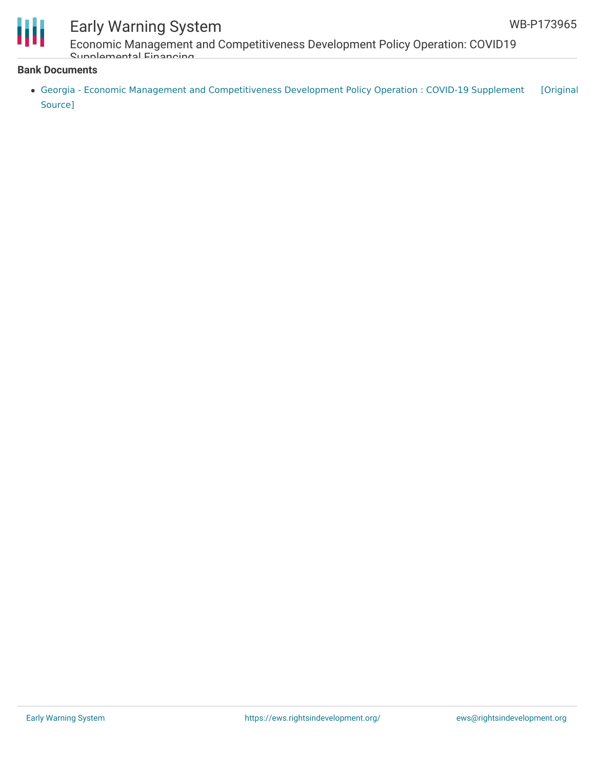**Bank Documents**

- Georgia - Economic Management and Competitiveness Development Policy Operation : COVID-19 Supplement [Original Source]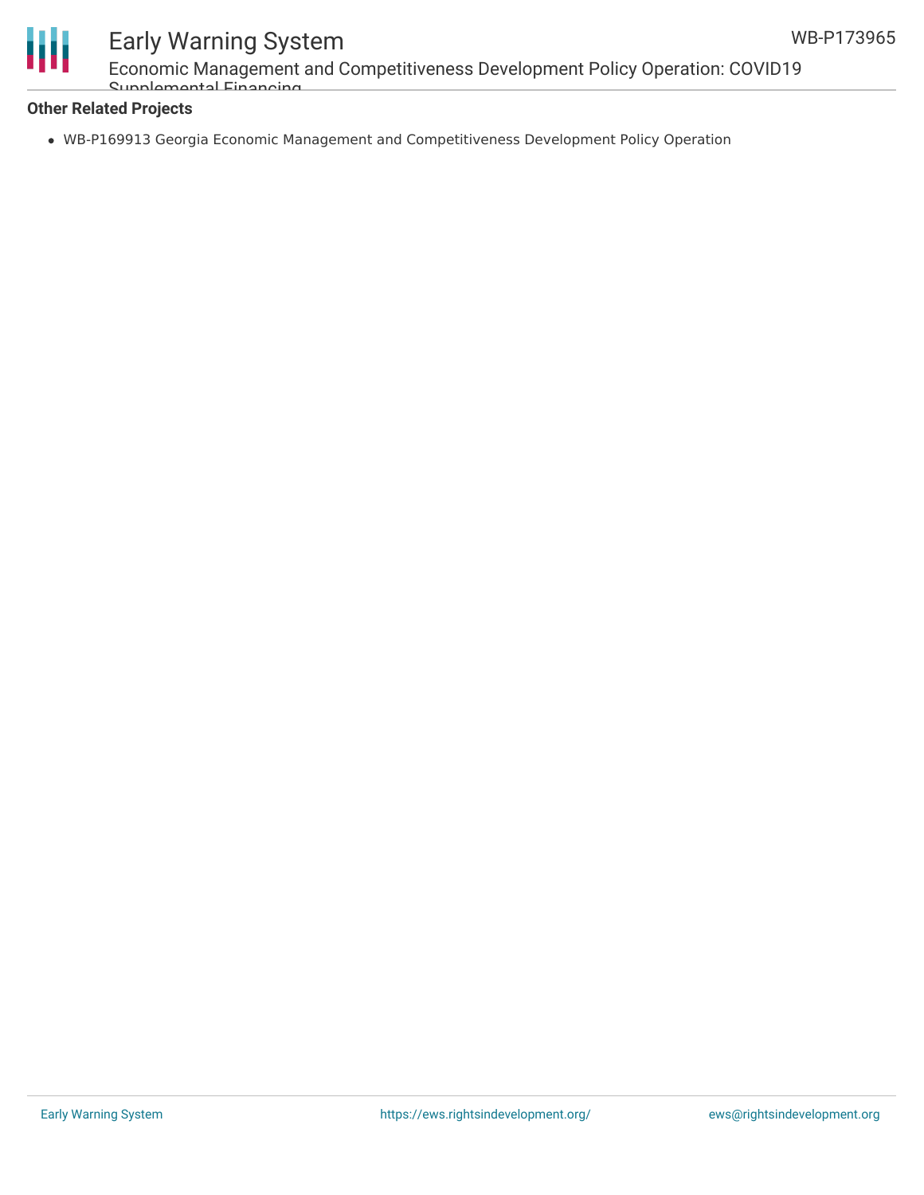**Other Related Projects**

- WB-P169913 Georgia Economic Management and Competitiveness Development Policy Operation